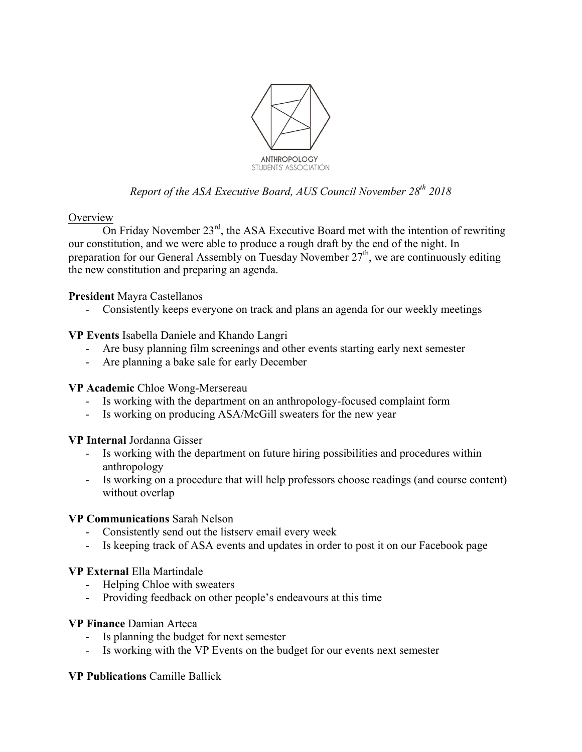ANTHROPOLOGY
STUDENTS' ASSOCIATION

*Report of the ASA Executive Board, AUS Council November 28th 2018*

Overview

On Friday November 23rd, the ASA Executive Board met with the intention of rewriting our constitution, and we were able to produce a rough draft by the end of the night. In preparation for our General Assembly on Tuesday November 27th, we are continuously editing the new constitution and preparing an agenda.

**President** Mayra Castellanos

- Consistently keeps everyone on track and plans an agenda for our weekly meetings

**VP Events** Isabella Daniele and Khando Langri

- Are busy planning film screenings and other events starting early next semester
- Are planning a bake sale for early December

**VP Academic** Chloe Wong-Mersereau

- Is working with the department on an anthropology-focused complaint form
- Is working on producing ASA/McGill sweaters for the new year

**VP Internal** Jordanna Gisser

- Is working with the department on future hiring possibilities and procedures within anthropology
- Is working on a procedure that will help professors choose readings (and course content) without overlap

**VP Communications** Sarah Nelson

- Consistently send out the listserv email every week
- Is keeping track of ASA events and updates in order to post it on our Facebook page

**VP External** Ella Martindale

- Helping Chloe with sweaters
- Providing feedback on other people's endeavours at this time

**VP Finance** Damian Arteca

- Is planning the budget for next semester
- Is working with the VP Events on the budget for our events next semester

**VP Publications** Camille Ballick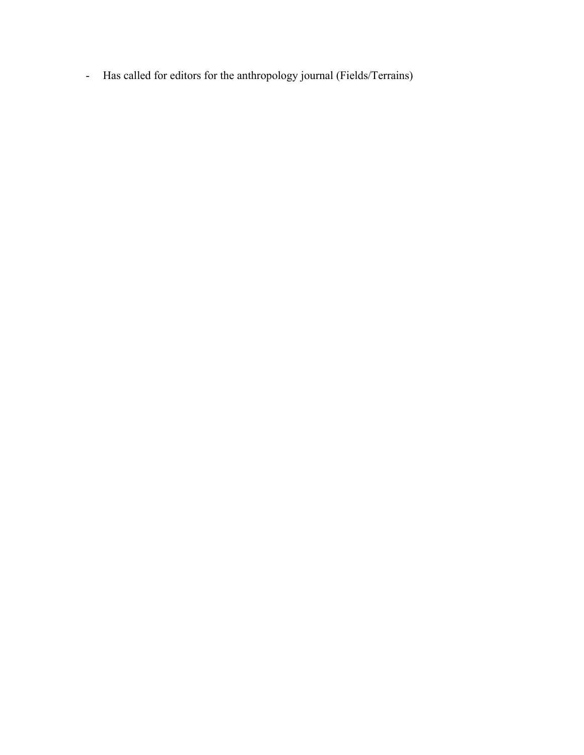- Has called for editors for the anthropology journal (Fields/Terrains)